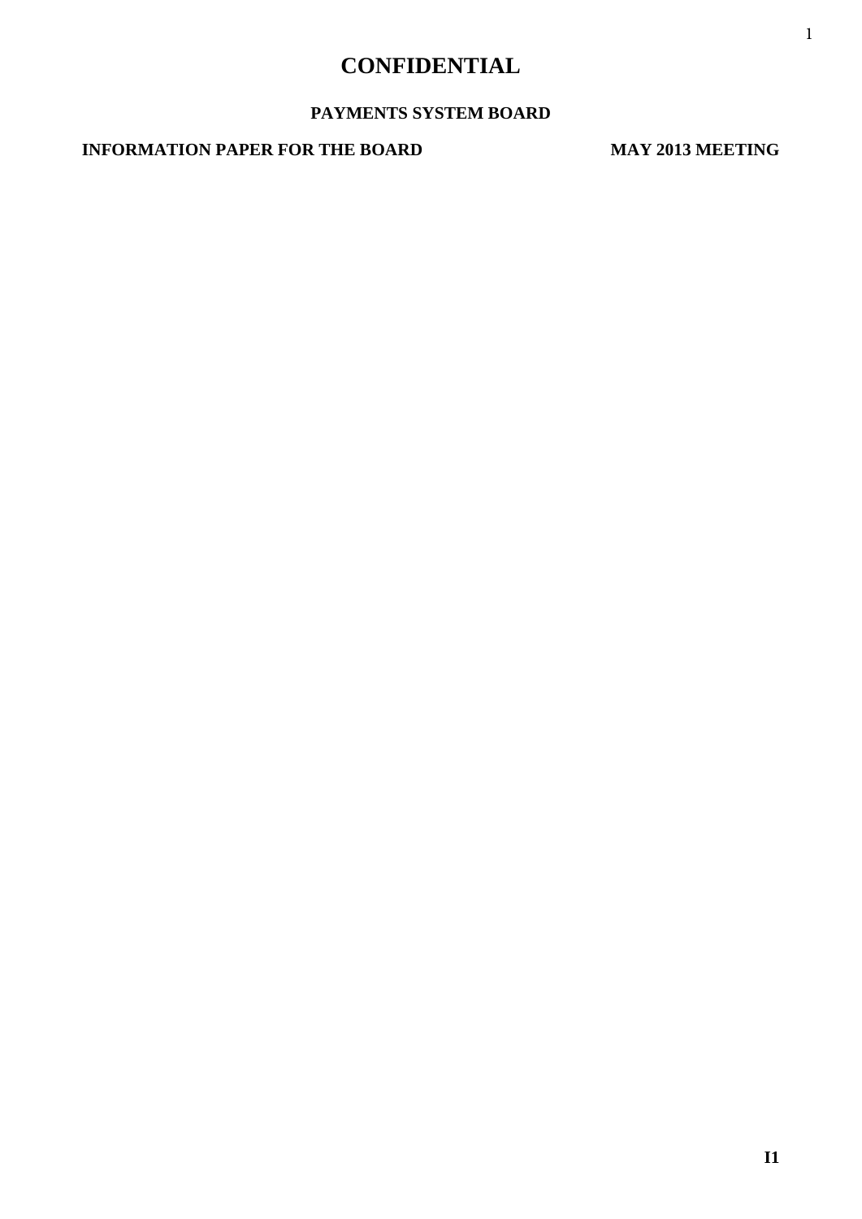# CONFIDENTIAL

## PAYMENTS SYSTEM BOARD

**INFORMATION PAPER FOR THE BOARD** **MAY 2013 MEETING**

**I1**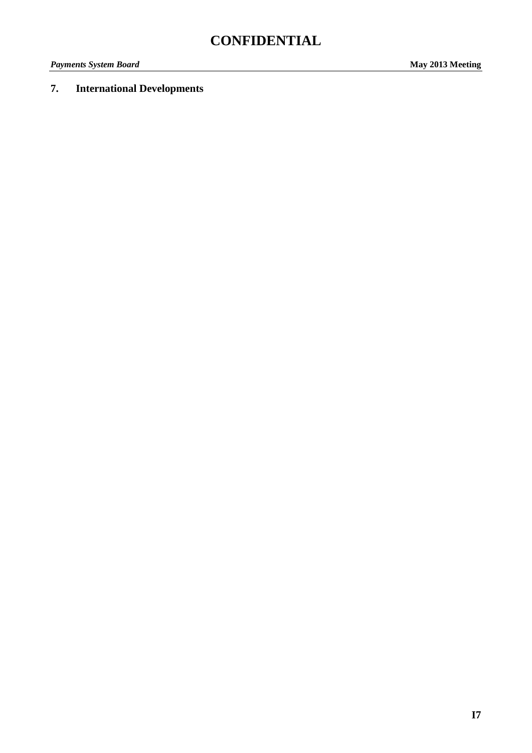# CONFIDENTIAL

## 7. International Developments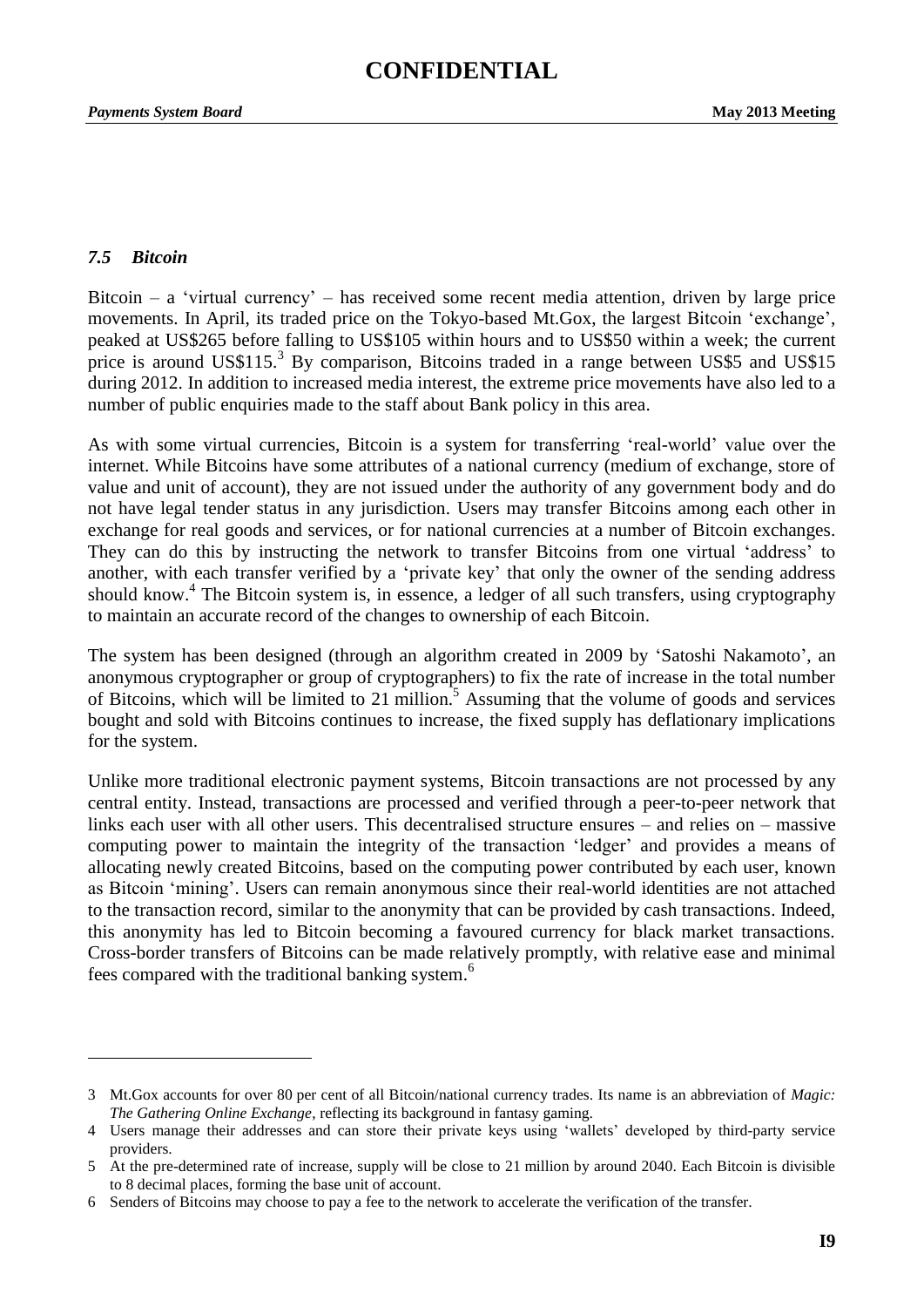### *7.5 Bitcoin*

Bitcoin – a 'virtual currency' – has received some recent media attention, driven by large price movements. In April, its traded price on the Tokyo-based Mt.Gox, the largest Bitcoin 'exchange', peaked at US$265 before falling to US$105 within hours and to US$50 within a week; the current price is around US$115.[3] By comparison, Bitcoins traded in a range between US$5 and US$15 during 2012. In addition to increased media interest, the extreme price movements have also led to a number of public enquiries made to the staff about Bank policy in this area.

As with some virtual currencies, Bitcoin is a system for transferring 'real-world' value over the internet. While Bitcoins have some attributes of a national currency (medium of exchange, store of value and unit of account), they are not issued under the authority of any government body and do not have legal tender status in any jurisdiction. Users may transfer Bitcoins among each other in exchange for real goods and services, or for national currencies at a number of Bitcoin exchanges. They can do this by instructing the network to transfer Bitcoins from one virtual 'address' to another, with each transfer verified by a 'private key' that only the owner of the sending address should know.[4] The Bitcoin system is, in essence, a ledger of all such transfers, using cryptography to maintain an accurate record of the changes to ownership of each Bitcoin.

The system has been designed (through an algorithm created in 2009 by 'Satoshi Nakamoto', an anonymous cryptographer or group of cryptographers) to fix the rate of increase in the total number of Bitcoins, which will be limited to 21 million.[5] Assuming that the volume of goods and services bought and sold with Bitcoins continues to increase, the fixed supply has deflationary implications for the system.

Unlike more traditional electronic payment systems, Bitcoin transactions are not processed by any central entity. Instead, transactions are processed and verified through a peer-to-peer network that links each user with all other users. This decentralised structure ensures – and relies on – massive computing power to maintain the integrity of the transaction 'ledger' and provides a means of allocating newly created Bitcoins, based on the computing power contributed by each user, known as Bitcoin 'mining'. Users can remain anonymous since their real-world identities are not attached to the transaction record, similar to the anonymity that can be provided by cash transactions. Indeed, this anonymity has led to Bitcoin becoming a favoured currency for black market transactions. Cross-border transfers of Bitcoins can be made relatively promptly, with relative ease and minimal fees compared with the traditional banking system.[6]

---

3 Mt.Gox accounts for over 80 per cent of all Bitcoin/national currency trades. Its name is an abbreviation of *Magic: The Gathering Online Exchange*, reflecting its background in fantasy gaming.

4 Users manage their addresses and can store their private keys using 'wallets' developed by third-party service providers.

5 At the pre-determined rate of increase, supply will be close to 21 million by around 2040. Each Bitcoin is divisible to 8 decimal places, forming the base unit of account.

6 Senders of Bitcoins may choose to pay a fee to the network to accelerate the verification of the transfer.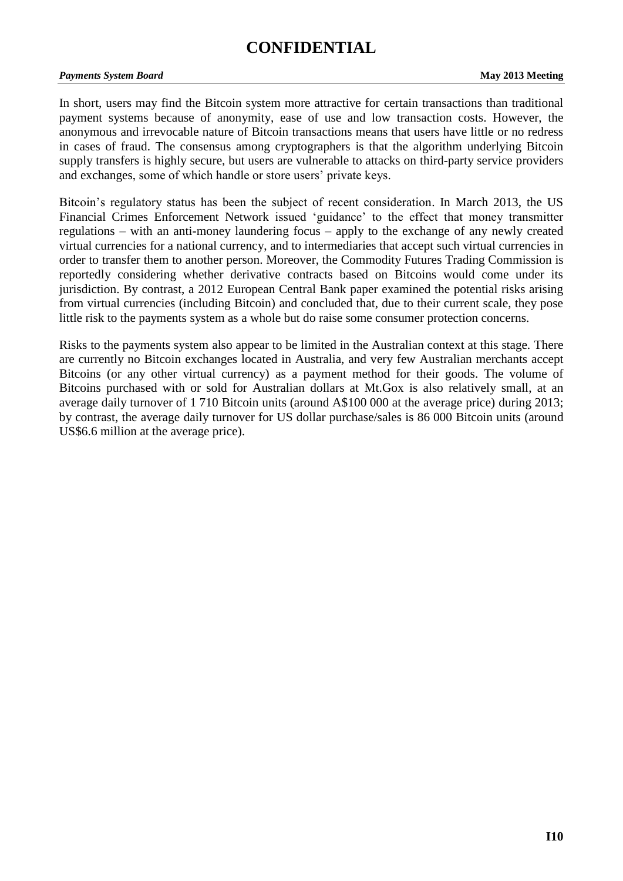In short, users may find the Bitcoin system more attractive for certain transactions than traditional payment systems because of anonymity, ease of use and low transaction costs. However, the anonymous and irrevocable nature of Bitcoin transactions means that users have little or no redress in cases of fraud. The consensus among cryptographers is that the algorithm underlying Bitcoin supply transfers is highly secure, but users are vulnerable to attacks on third-party service providers and exchanges, some of which handle or store users' private keys.

Bitcoin's regulatory status has been the subject of recent consideration. In March 2013, the US Financial Crimes Enforcement Network issued 'guidance' to the effect that money transmitter regulations – with an anti-money laundering focus – apply to the exchange of any newly created virtual currencies for a national currency, and to intermediaries that accept such virtual currencies in order to transfer them to another person. Moreover, the Commodity Futures Trading Commission is reportedly considering whether derivative contracts based on Bitcoins would come under its jurisdiction. By contrast, a 2012 European Central Bank paper examined the potential risks arising from virtual currencies (including Bitcoin) and concluded that, due to their current scale, they pose little risk to the payments system as a whole but do raise some consumer protection concerns.

Risks to the payments system also appear to be limited in the Australian context at this stage. There are currently no Bitcoin exchanges located in Australia, and very few Australian merchants accept Bitcoins (or any other virtual currency) as a payment method for their goods. The volume of Bitcoins purchased with or sold for Australian dollars at Mt.Gox is also relatively small, at an average daily turnover of 1 710 Bitcoin units (around A$100 000 at the average price) during 2013; by contrast, the average daily turnover for US dollar purchase/sales is 86 000 Bitcoin units (around US$6.6 million at the average price).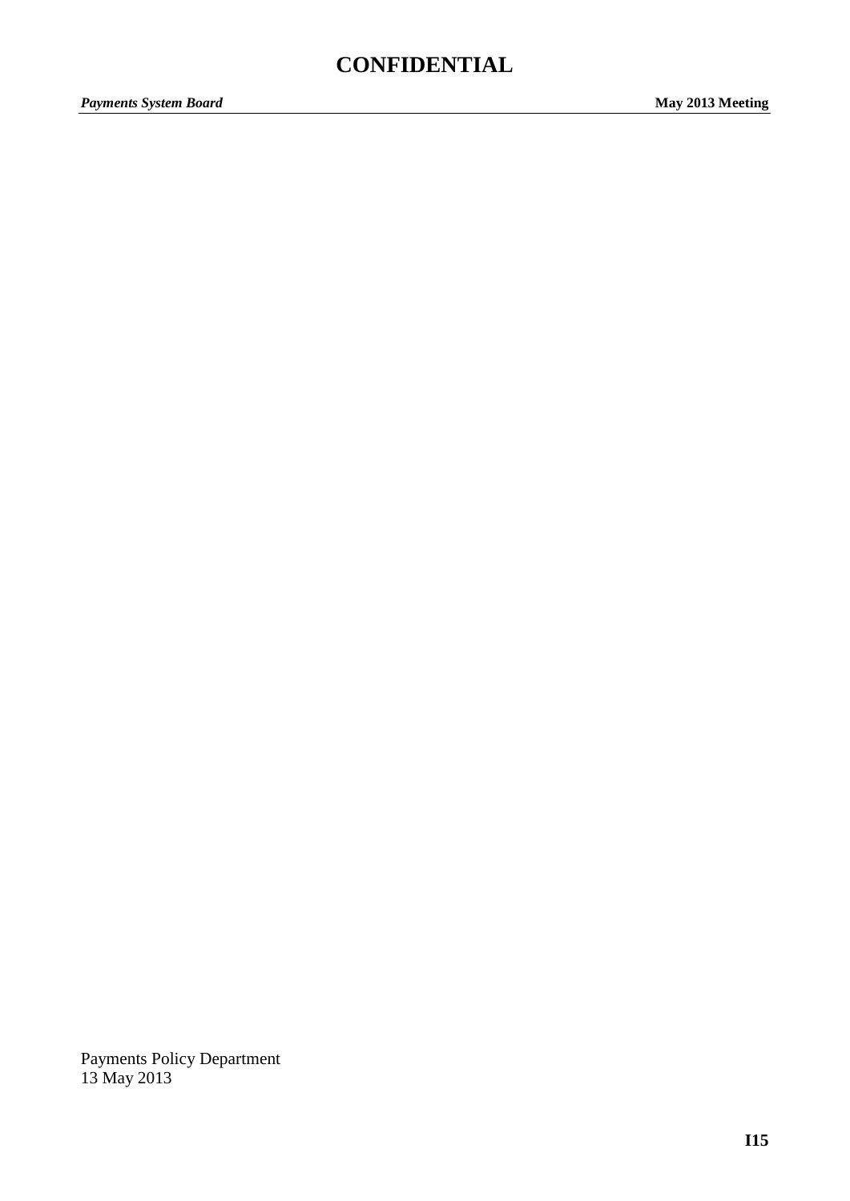Payments Policy Department
13 May 2013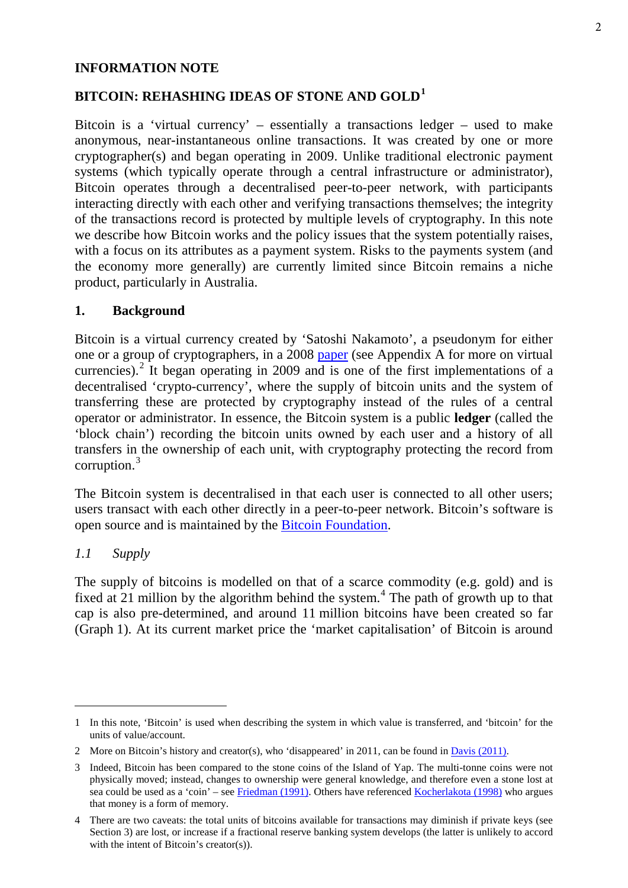## INFORMATION NOTE

## BITCOIN: REHASHING IDEAS OF STONE AND GOLD[1]

Bitcoin is a 'virtual currency' – essentially a transactions ledger – used to make anonymous, near-instantaneous online transactions. It was created by one or more cryptographer(s) and began operating in 2009. Unlike traditional electronic payment systems (which typically operate through a central infrastructure or administrator), Bitcoin operates through a decentralised peer-to-peer network, with participants interacting directly with each other and verifying transactions themselves; the integrity of the transactions record is protected by multiple levels of cryptography. In this note we describe how Bitcoin works and the policy issues that the system potentially raises, with a focus on its attributes as a payment system. Risks to the payments system (and the economy more generally) are currently limited since Bitcoin remains a niche product, particularly in Australia.

### 1. Background

Bitcoin is a virtual currency created by 'Satoshi Nakamoto', a pseudonym for either one or a group of cryptographers, in a 2008 paper (see Appendix A for more on virtual currencies).[2] It began operating in 2009 and is one of the first implementations of a decentralised 'crypto-currency', where the supply of bitcoin units and the system of transferring these are protected by cryptography instead of the rules of a central operator or administrator. In essence, the Bitcoin system is a public **ledger** (called the 'block chain') recording the bitcoin units owned by each user and a history of all transfers in the ownership of each unit, with cryptography protecting the record from corruption.[3]

The Bitcoin system is decentralised in that each user is connected to all other users; users transact with each other directly in a peer-to-peer network. Bitcoin's software is open source and is maintained by the Bitcoin Foundation.

#### *1.1 Supply*

The supply of bitcoins is modelled on that of a scarce commodity (e.g. gold) and is fixed at 21 million by the algorithm behind the system.[4] The path of growth up to that cap is also pre-determined, and around 11 million bitcoins have been created so far (Graph 1). At its current market price the 'market capitalisation' of Bitcoin is around

---

1 In this note, 'Bitcoin' is used when describing the system in which value is transferred, and 'bitcoin' for the units of value/account.

2 More on Bitcoin's history and creator(s), who 'disappeared' in 2011, can be found in Davis (2011).

3 Indeed, Bitcoin has been compared to the stone coins of the Island of Yap. The multi-tonne coins were not physically moved; instead, changes to ownership were general knowledge, and therefore even a stone lost at sea could be used as a 'coin' – see Friedman (1991). Others have referenced Kocherlakota (1998) who argues that money is a form of memory.

4 There are two caveats: the total units of bitcoins available for transactions may diminish if private keys (see Section 3) are lost, or increase if a fractional reserve banking system develops (the latter is unlikely to accord with the intent of Bitcoin's creator(s)).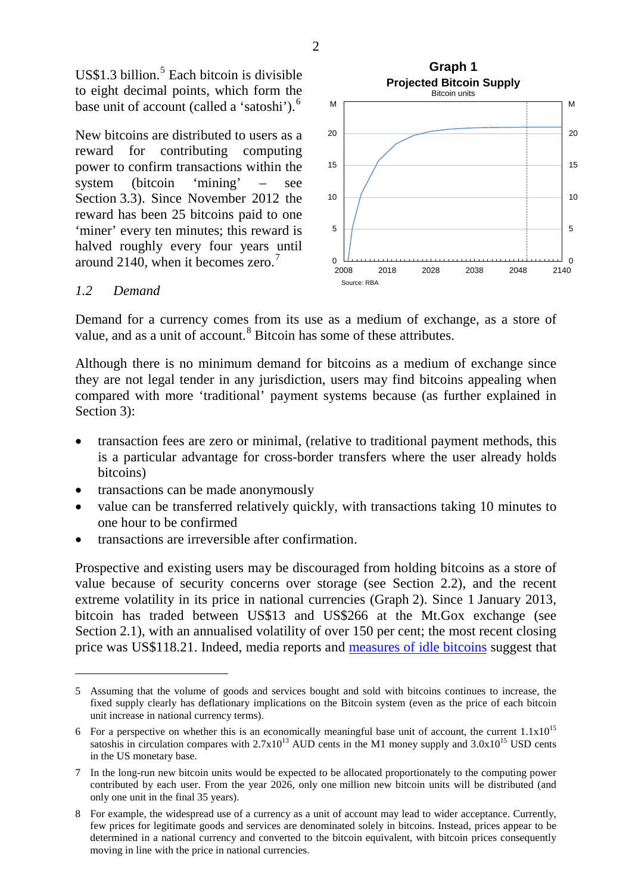US$1.3 billion.[5] Each bitcoin is divisible to eight decimal points, which form the base unit of account (called a 'satoshi').[6]

New bitcoins are distributed to users as a reward for contributing computing power to confirm transactions within the system (bitcoin 'mining' – see Section 3.3). Since November 2012 the reward has been 25 bitcoins paid to one 'miner' every ten minutes; this reward is halved roughly every four years until around 2140, when it becomes zero.[7]

**Graph 1**
**Projected Bitcoin Supply**
Bitcoin units

Source: RBA

### *1.2 Demand*

Demand for a currency comes from its use as a medium of exchange, as a store of value, and as a unit of account.[8] Bitcoin has some of these attributes.

Although there is no minimum demand for bitcoins as a medium of exchange since they are not legal tender in any jurisdiction, users may find bitcoins appealing when compared with more 'traditional' payment systems because (as further explained in Section 3):

- transaction fees are zero or minimal, (relative to traditional payment methods, this is a particular advantage for cross-border transfers where the user already holds bitcoins)
- transactions can be made anonymously
- value can be transferred relatively quickly, with transactions taking 10 minutes to one hour to be confirmed
- transactions are irreversible after confirmation.

Prospective and existing users may be discouraged from holding bitcoins as a store of value because of security concerns over storage (see Section 2.2), and the recent extreme volatility in its price in national currencies (Graph 2). Since 1 January 2013, bitcoin has traded between US$13 and US$266 at the Mt.Gox exchange (see Section 2.1), with an annualised volatility of over 150 per cent; the most recent closing price was US$118.21. Indeed, media reports and measures of idle bitcoins suggest that

---

5 Assuming that the volume of goods and services bought and sold with bitcoins continues to increase, the fixed supply clearly has deflationary implications on the Bitcoin system (even as the price of each bitcoin unit increase in national currency terms).

6 For a perspective on whether this is an economically meaningful base unit of account, the current $1.1 \times 10^{15}$ satoshis in circulation compares with $2.7 \times 10^{13}$ AUD cents in the M1 money supply and $3.0 \times 10^{15}$ USD cents in the US monetary base.

7 In the long-run new bitcoin units would be expected to be allocated proportionately to the computing power contributed by each user. From the year 2026, only one million new bitcoin units will be distributed (and only one unit in the final 35 years).

8 For example, the widespread use of a currency as a unit of account may lead to wider acceptance. Currently, few prices for legitimate goods and services are denominated solely in bitcoins. Instead, prices appear to be determined in a national currency and converted to the bitcoin equivalent, with bitcoin prices consequently moving in line with the price in national currencies.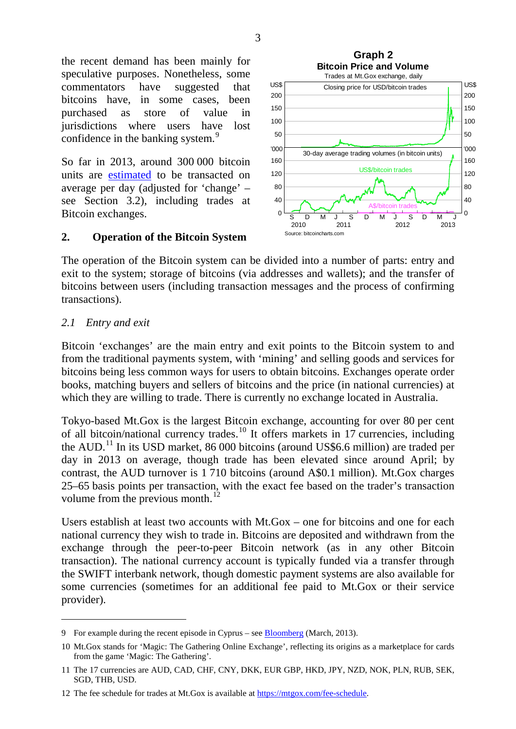the recent demand has been mainly for speculative purposes. Nonetheless, some commentators have suggested that bitcoins have, in some cases, been purchased as store of value in jurisdictions where users have lost confidence in the banking system.[9]

So far in 2013, around 300 000 bitcoin units are estimated to be transacted on average per day (adjusted for 'change' – see Section 3.2), including trades at Bitcoin exchanges.

**Graph 2**
**Bitcoin Price and Volume**
Trades at Mt.Gox exchange, daily

Source: bitcoincharts.com

## 2. Operation of the Bitcoin System

The operation of the Bitcoin system can be divided into a number of parts: entry and exit to the system; storage of bitcoins (via addresses and wallets); and the transfer of bitcoins between users (including transaction messages and the process of confirming transactions).

### *2.1 Entry and exit*

Bitcoin 'exchanges' are the main entry and exit points to the Bitcoin system to and from the traditional payments system, with 'mining' and selling goods and services for bitcoins being less common ways for users to obtain bitcoins. Exchanges operate order books, matching buyers and sellers of bitcoins and the price (in national currencies) at which they are willing to trade. There is currently no exchange located in Australia.

Tokyo-based Mt.Gox is the largest Bitcoin exchange, accounting for over 80 per cent of all bitcoin/national currency trades.[10] It offers markets in 17 currencies, including the AUD.[11] In its USD market, 86 000 bitcoins (around US$6.6 million) are traded per day in 2013 on average, though trade has been elevated since around April; by contrast, the AUD turnover is 1 710 bitcoins (around A$0.1 million). Mt.Gox charges 25–65 basis points per transaction, with the exact fee based on the trader's transaction volume from the previous month.[12]

Users establish at least two accounts with Mt.Gox – one for bitcoins and one for each national currency they wish to trade in. Bitcoins are deposited and withdrawn from the exchange through the peer-to-peer Bitcoin network (as in any other Bitcoin transaction). The national currency account is typically funded via a transfer through the SWIFT interbank network, though domestic payment systems are also available for some currencies (sometimes for an additional fee paid to Mt.Gox or their service provider).

---

9 For example during the recent episode in Cyprus – see Bloomberg (March, 2013).

10 Mt.Gox stands for 'Magic: The Gathering Online Exchange', reflecting its origins as a marketplace for cards from the game 'Magic: The Gathering'.

11 The 17 currencies are AUD, CAD, CHF, CNY, DKK, EUR GBP, HKD, JPY, NZD, NOK, PLN, RUB, SEK, SGD, THB, USD.

12 The fee schedule for trades at Mt.Gox is available at https://mtgox.com/fee-schedule.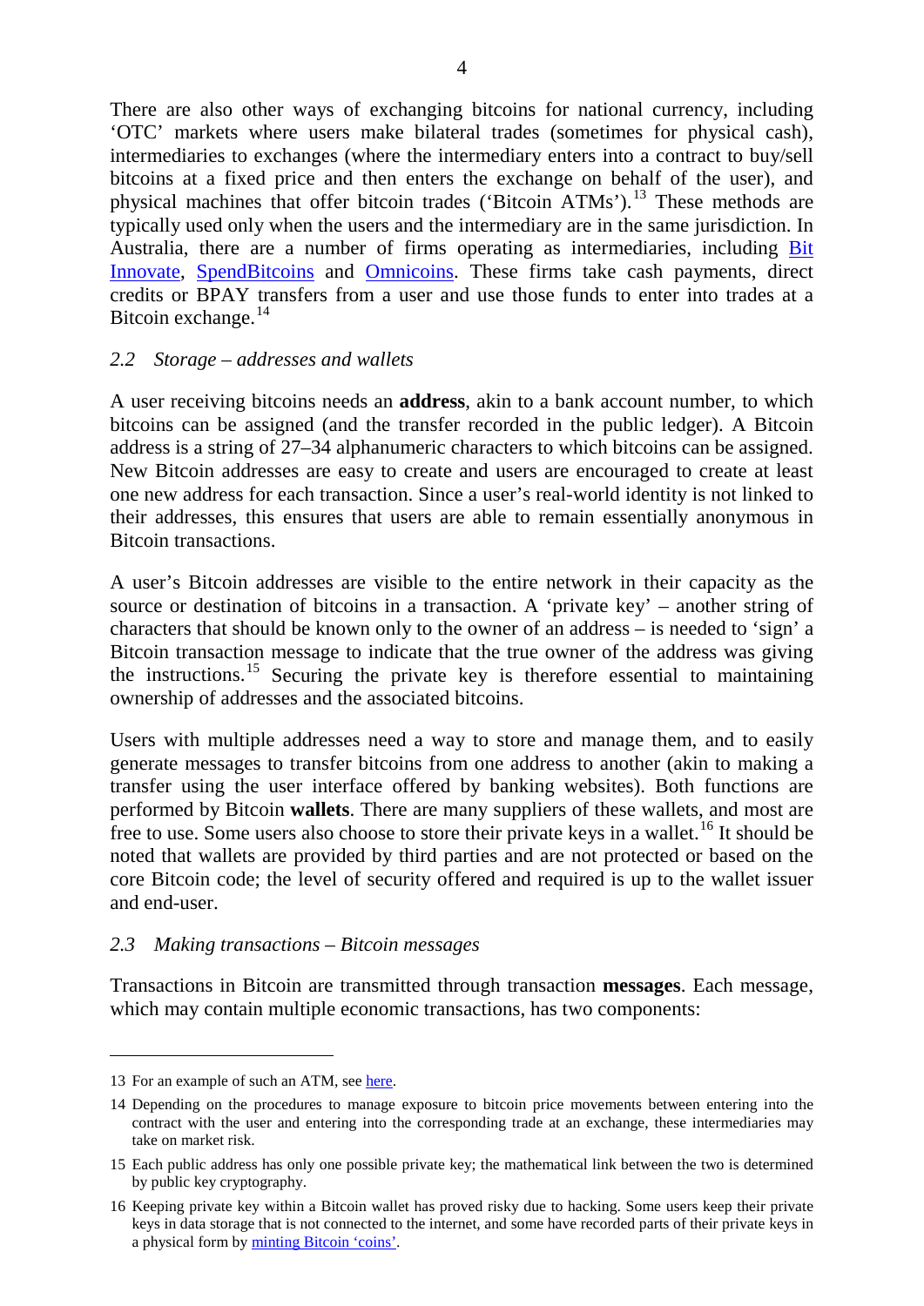There are also other ways of exchanging bitcoins for national currency, including 'OTC' markets where users make bilateral trades (sometimes for physical cash), intermediaries to exchanges (where the intermediary enters into a contract to buy/sell bitcoins at a fixed price and then enters the exchange on behalf of the user), and physical machines that offer bitcoin trades ('Bitcoin ATMs').[13] These methods are typically used only when the users and the intermediary are in the same jurisdiction. In Australia, there are a number of firms operating as intermediaries, including Bit Innovate, SpendBitcoins and Omnicoins. These firms take cash payments, direct credits or BPAY transfers from a user and use those funds to enter into trades at a Bitcoin exchange.[14]

### *2.2 Storage – addresses and wallets*

A user receiving bitcoins needs an **address**, akin to a bank account number, to which bitcoins can be assigned (and the transfer recorded in the public ledger). A Bitcoin address is a string of 27–34 alphanumeric characters to which bitcoins can be assigned. New Bitcoin addresses are easy to create and users are encouraged to create at least one new address for each transaction. Since a user's real-world identity is not linked to their addresses, this ensures that users are able to remain essentially anonymous in Bitcoin transactions.

A user's Bitcoin addresses are visible to the entire network in their capacity as the source or destination of bitcoins in a transaction. A 'private key' – another string of characters that should be known only to the owner of an address – is needed to 'sign' a Bitcoin transaction message to indicate that the true owner of the address was giving the instructions.[15] Securing the private key is therefore essential to maintaining ownership of addresses and the associated bitcoins.

Users with multiple addresses need a way to store and manage them, and to easily generate messages to transfer bitcoins from one address to another (akin to making a transfer using the user interface offered by banking websites). Both functions are performed by Bitcoin **wallets**. There are many suppliers of these wallets, and most are free to use. Some users also choose to store their private keys in a wallet.[16] It should be noted that wallets are provided by third parties and are not protected or based on the core Bitcoin code; the level of security offered and required is up to the wallet issuer and end-user.

### *2.3 Making transactions – Bitcoin messages*

Transactions in Bitcoin are transmitted through transaction **messages**. Each message, which may contain multiple economic transactions, has two components:

---

13 For an example of such an ATM, see here.

14 Depending on the procedures to manage exposure to bitcoin price movements between entering into the contract with the user and entering into the corresponding trade at an exchange, these intermediaries may take on market risk.

15 Each public address has only one possible private key; the mathematical link between the two is determined by public key cryptography.

16 Keeping private key within a Bitcoin wallet has proved risky due to hacking. Some users keep their private keys in data storage that is not connected to the internet, and some have recorded parts of their private keys in a physical form by minting Bitcoin 'coins'.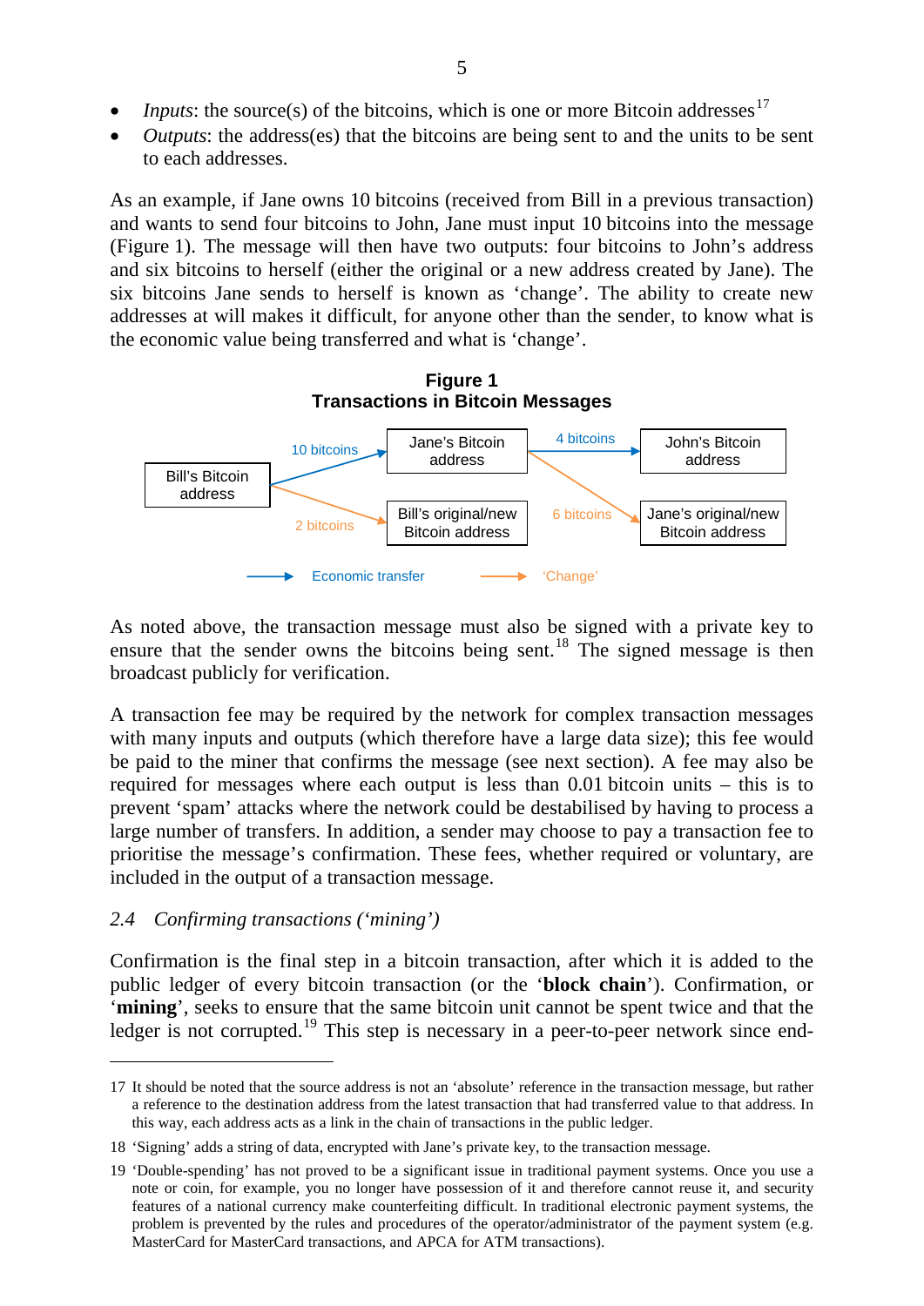- *Inputs*: the source(s) of the bitcoins, which is one or more Bitcoin addresses[17]
- *Outputs*: the address(es) that the bitcoins are being sent to and the units to be sent to each addresses.

As an example, if Jane owns 10 bitcoins (received from Bill in a previous transaction) and wants to send four bitcoins to John, Jane must input 10 bitcoins into the message (Figure 1). The message will then have two outputs: four bitcoins to John's address and six bitcoins to herself (either the original or a new address created by Jane). The six bitcoins Jane sends to herself is known as 'change'. The ability to create new addresses at will makes it difficult, for anyone other than the sender, to know what is the economic value being transferred and what is 'change'.

**Figure 1**
**Transactions in Bitcoin Messages**

Bill's Bitcoin address → (10 bitcoins) → Jane's Bitcoin address → (4 bitcoins) → John's Bitcoin address

Bill's Bitcoin address → (2 bitcoins) → Bill's original/new Bitcoin address

Jane's Bitcoin address → (6 bitcoins) → Jane's original/new Bitcoin address

Legend: Economic transfer; 'Change'

As noted above, the transaction message must also be signed with a private key to ensure that the sender owns the bitcoins being sent.[18] The signed message is then broadcast publicly for verification.

A transaction fee may be required by the network for complex transaction messages with many inputs and outputs (which therefore have a large data size); this fee would be paid to the miner that confirms the message (see next section). A fee may also be required for messages where each output is less than 0.01 bitcoin units – this is to prevent 'spam' attacks where the network could be destabilised by having to process a large number of transfers. In addition, a sender may choose to pay a transaction fee to prioritise the message's confirmation. These fees, whether required or voluntary, are included in the output of a transaction message.

### *2.4 Confirming transactions ('mining')*

Confirmation is the final step in a bitcoin transaction, after which it is added to the public ledger of every bitcoin transaction (or the '**block chain**'). Confirmation, or '**mining**', seeks to ensure that the same bitcoin unit cannot be spent twice and that the ledger is not corrupted.[19] This step is necessary in a peer-to-peer network since end-

---

17 It should be noted that the source address is not an 'absolute' reference in the transaction message, but rather a reference to the destination address from the latest transaction that had transferred value to that address. In this way, each address acts as a link in the chain of transactions in the public ledger.

18 'Signing' adds a string of data, encrypted with Jane's private key, to the transaction message.

19 'Double-spending' has not proved to be a significant issue in traditional payment systems. Once you use a note or coin, for example, you no longer have possession of it and therefore cannot reuse it, and security features of a national currency make counterfeiting difficult. In traditional electronic payment systems, the problem is prevented by the rules and procedures of the operator/administrator of the payment system (e.g. MasterCard for MasterCard transactions, and APCA for ATM transactions).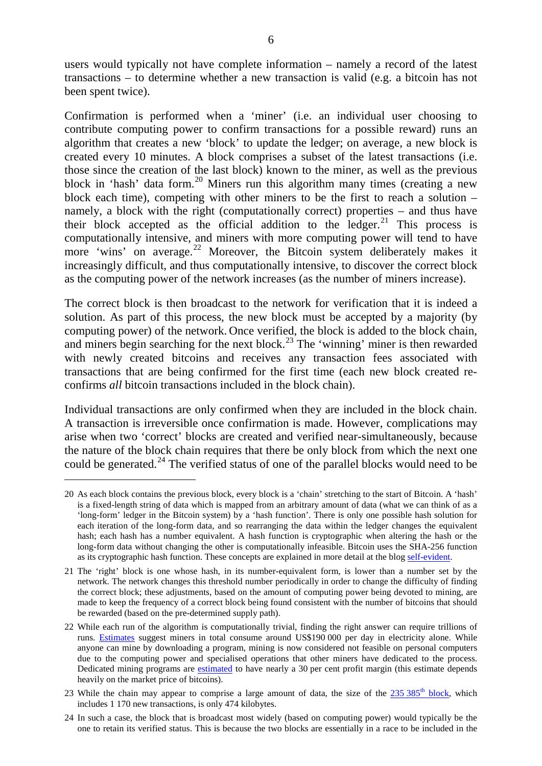users would typically not have complete information – namely a record of the latest transactions – to determine whether a new transaction is valid (e.g. a bitcoin has not been spent twice).

Confirmation is performed when a 'miner' (i.e. an individual user choosing to contribute computing power to confirm transactions for a possible reward) runs an algorithm that creates a new 'block' to update the ledger; on average, a new block is created every 10 minutes. A block comprises a subset of the latest transactions (i.e. those since the creation of the last block) known to the miner, as well as the previous block in 'hash' data form.[20] Miners run this algorithm many times (creating a new block each time), competing with other miners to be the first to reach a solution – namely, a block with the right (computationally correct) properties – and thus have their block accepted as the official addition to the ledger.[21] This process is computationally intensive, and miners with more computing power will tend to have more 'wins' on average.[22] Moreover, the Bitcoin system deliberately makes it increasingly difficult, and thus computationally intensive, to discover the correct block as the computing power of the network increases (as the number of miners increase).

The correct block is then broadcast to the network for verification that it is indeed a solution. As part of this process, the new block must be accepted by a majority (by computing power) of the network. Once verified, the block is added to the block chain, and miners begin searching for the next block.[23] The 'winning' miner is then rewarded with newly created bitcoins and receives any transaction fees associated with transactions that are being confirmed for the first time (each new block created re-confirms *all* bitcoin transactions included in the block chain).

Individual transactions are only confirmed when they are included in the block chain. A transaction is irreversible once confirmation is made. However, complications may arise when two 'correct' blocks are created and verified near-simultaneously, because the nature of the block chain requires that there be only block from which the next one could be generated.[24] The verified status of one of the parallel blocks would need to be

---

20 As each block contains the previous block, every block is a 'chain' stretching to the start of Bitcoin. A 'hash' is a fixed-length string of data which is mapped from an arbitrary amount of data (what we can think of as a 'long-form' ledger in the Bitcoin system) by a 'hash function'. There is only one possible hash solution for each iteration of the long-form data, and so rearranging the data within the ledger changes the equivalent hash; each hash has a number equivalent. A hash function is cryptographic when altering the hash or the long-form data without changing the other is computationally infeasible. Bitcoin uses the SHA-256 function as its cryptographic hash function. These concepts are explained in more detail at the blog self-evident.

21 The 'right' block is one whose hash, in its number-equivalent form, is lower than a number set by the network. The network changes this threshold number periodically in order to change the difficulty of finding the correct block; these adjustments, based on the amount of computing power being devoted to mining, are made to keep the frequency of a correct block being found consistent with the number of bitcoins that should be rewarded (based on the pre-determined supply path).

22 While each run of the algorithm is computationally trivial, finding the right answer can require trillions of runs. Estimates suggest miners in total consume around US$190 000 per day in electricity alone. While anyone can mine by downloading a program, mining is now considered not feasible on personal computers due to the computing power and specialised operations that other miners have dedicated to the process. Dedicated mining programs are estimated to have nearly a 30 per cent profit margin (this estimate depends heavily on the market price of bitcoins).

23 While the chain may appear to comprise a large amount of data, the size of the 235 385th block, which includes 1 170 new transactions, is only 474 kilobytes.

24 In such a case, the block that is broadcast most widely (based on computing power) would typically be the one to retain its verified status. This is because the two blocks are essentially in a race to be included in the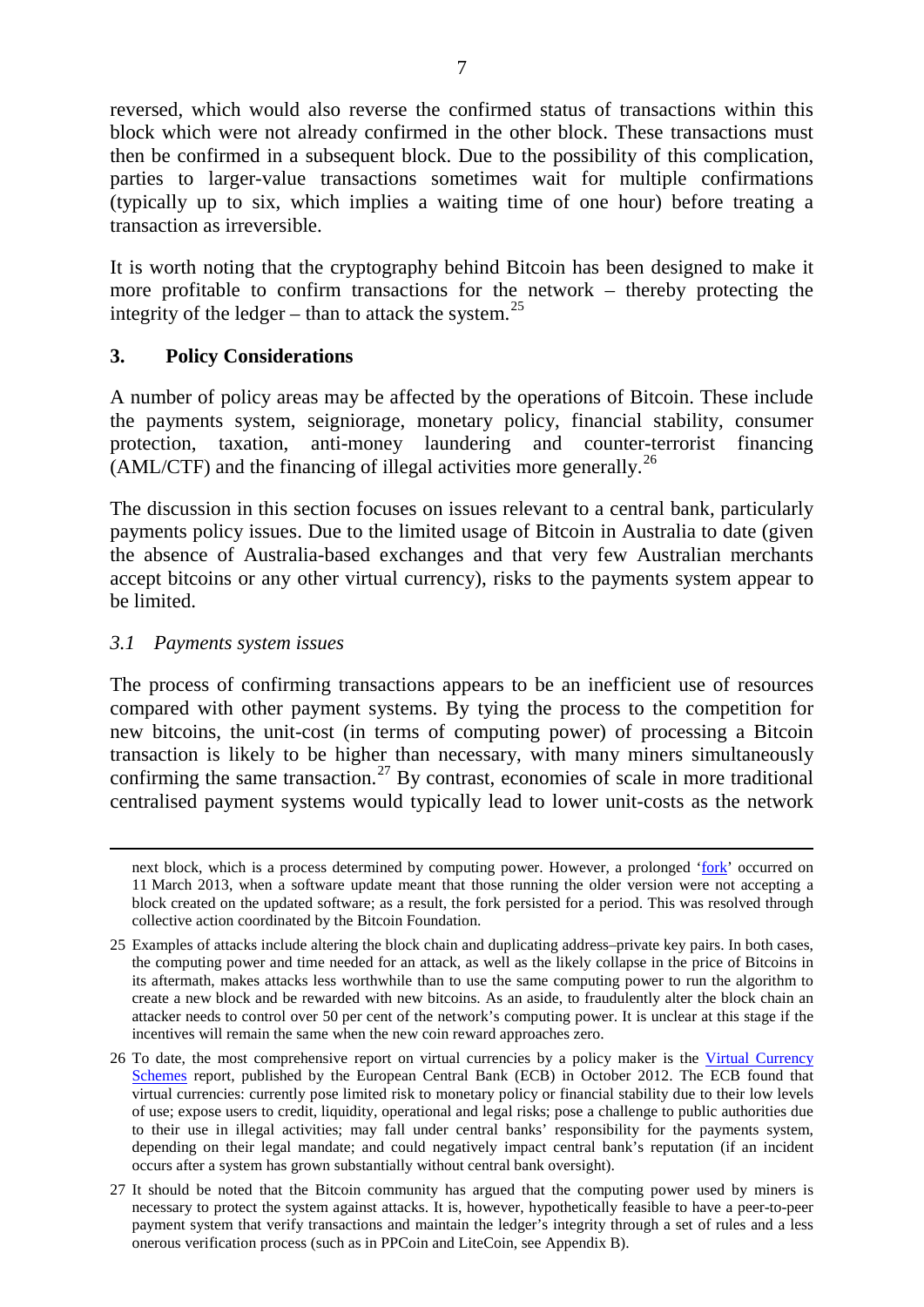reversed, which would also reverse the confirmed status of transactions within this block which were not already confirmed in the other block. These transactions must then be confirmed in a subsequent block. Due to the possibility of this complication, parties to larger-value transactions sometimes wait for multiple confirmations (typically up to six, which implies a waiting time of one hour) before treating a transaction as irreversible.

It is worth noting that the cryptography behind Bitcoin has been designed to make it more profitable to confirm transactions for the network – thereby protecting the integrity of the ledger – than to attack the system.[25]

## 3. Policy Considerations

A number of policy areas may be affected by the operations of Bitcoin. These include the payments system, seigniorage, monetary policy, financial stability, consumer protection, taxation, anti-money laundering and counter-terrorist financing (AML/CTF) and the financing of illegal activities more generally.[26]

The discussion in this section focuses on issues relevant to a central bank, particularly payments policy issues. Due to the limited usage of Bitcoin in Australia to date (given the absence of Australia-based exchanges and that very few Australian merchants accept bitcoins or any other virtual currency), risks to the payments system appear to be limited.

### *3.1 Payments system issues*

The process of confirming transactions appears to be an inefficient use of resources compared with other payment systems. By tying the process to the competition for new bitcoins, the unit-cost (in terms of computing power) of processing a Bitcoin transaction is likely to be higher than necessary, with many miners simultaneously confirming the same transaction.[27] By contrast, economies of scale in more traditional centralised payment systems would typically lead to lower unit-costs as the network

---

next block, which is a process determined by computing power. However, a prolonged 'fork' occurred on 11 March 2013, when a software update meant that those running the older version were not accepting a block created on the updated software; as a result, the fork persisted for a period. This was resolved through collective action coordinated by the Bitcoin Foundation.

25 Examples of attacks include altering the block chain and duplicating address–private key pairs. In both cases, the computing power and time needed for an attack, as well as the likely collapse in the price of Bitcoins in its aftermath, makes attacks less worthwhile than to use the same computing power to run the algorithm to create a new block and be rewarded with new bitcoins. As an aside, to fraudulently alter the block chain an attacker needs to control over 50 per cent of the network's computing power. It is unclear at this stage if the incentives will remain the same when the new coin reward approaches zero.

26 To date, the most comprehensive report on virtual currencies by a policy maker is the Virtual Currency Schemes report, published by the European Central Bank (ECB) in October 2012. The ECB found that virtual currencies: currently pose limited risk to monetary policy or financial stability due to their low levels of use; expose users to credit, liquidity, operational and legal risks; pose a challenge to public authorities due to their use in illegal activities; may fall under central banks' responsibility for the payments system, depending on their legal mandate; and could negatively impact central bank's reputation (if an incident occurs after a system has grown substantially without central bank oversight).

27 It should be noted that the Bitcoin community has argued that the computing power used by miners is necessary to protect the system against attacks. It is, however, hypothetically feasible to have a peer-to-peer payment system that verify transactions and maintain the ledger's integrity through a set of rules and a less onerous verification process (such as in PPCoin and LiteCoin, see Appendix B).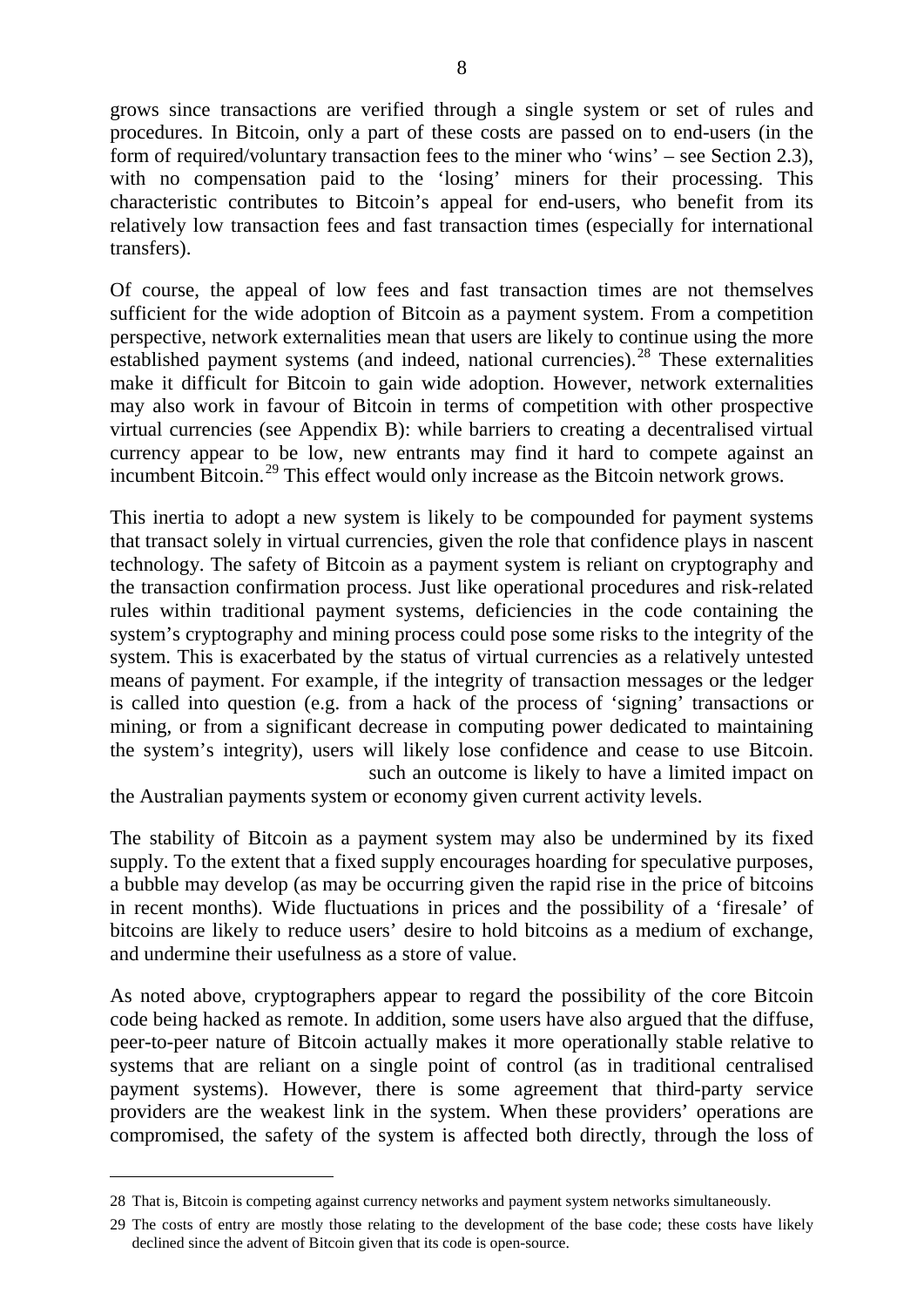grows since transactions are verified through a single system or set of rules and procedures. In Bitcoin, only a part of these costs are passed on to end-users (in the form of required/voluntary transaction fees to the miner who 'wins' – see Section 2.3), with no compensation paid to the 'losing' miners for their processing. This characteristic contributes to Bitcoin's appeal for end-users, who benefit from its relatively low transaction fees and fast transaction times (especially for international transfers).

Of course, the appeal of low fees and fast transaction times are not themselves sufficient for the wide adoption of Bitcoin as a payment system. From a competition perspective, network externalities mean that users are likely to continue using the more established payment systems (and indeed, national currencies).[28] These externalities make it difficult for Bitcoin to gain wide adoption. However, network externalities may also work in favour of Bitcoin in terms of competition with other prospective virtual currencies (see Appendix B): while barriers to creating a decentralised virtual currency appear to be low, new entrants may find it hard to compete against an incumbent Bitcoin.[29] This effect would only increase as the Bitcoin network grows.

This inertia to adopt a new system is likely to be compounded for payment systems that transact solely in virtual currencies, given the role that confidence plays in nascent technology. The safety of Bitcoin as a payment system is reliant on cryptography and the transaction confirmation process. Just like operational procedures and risk-related rules within traditional payment systems, deficiencies in the code containing the system's cryptography and mining process could pose some risks to the integrity of the system. This is exacerbated by the status of virtual currencies as a relatively untested means of payment. For example, if the integrity of transaction messages or the ledger is called into question (e.g. from a hack of the process of 'signing' transactions or mining, or from a significant decrease in computing power dedicated to maintaining the system's integrity), users will likely lose confidence and cease to use Bitcoin. such an outcome is likely to have a limited impact on the Australian payments system or economy given current activity levels.

The stability of Bitcoin as a payment system may also be undermined by its fixed supply. To the extent that a fixed supply encourages hoarding for speculative purposes, a bubble may develop (as may be occurring given the rapid rise in the price of bitcoins in recent months). Wide fluctuations in prices and the possibility of a 'firesale' of bitcoins are likely to reduce users' desire to hold bitcoins as a medium of exchange, and undermine their usefulness as a store of value.

As noted above, cryptographers appear to regard the possibility of the core Bitcoin code being hacked as remote. In addition, some users have also argued that the diffuse, peer-to-peer nature of Bitcoin actually makes it more operationally stable relative to systems that are reliant on a single point of control (as in traditional centralised payment systems). However, there is some agreement that third-party service providers are the weakest link in the system. When these providers' operations are compromised, the safety of the system is affected both directly, through the loss of

---

28 That is, Bitcoin is competing against currency networks and payment system networks simultaneously.

29 The costs of entry are mostly those relating to the development of the base code; these costs have likely declined since the advent of Bitcoin given that its code is open-source.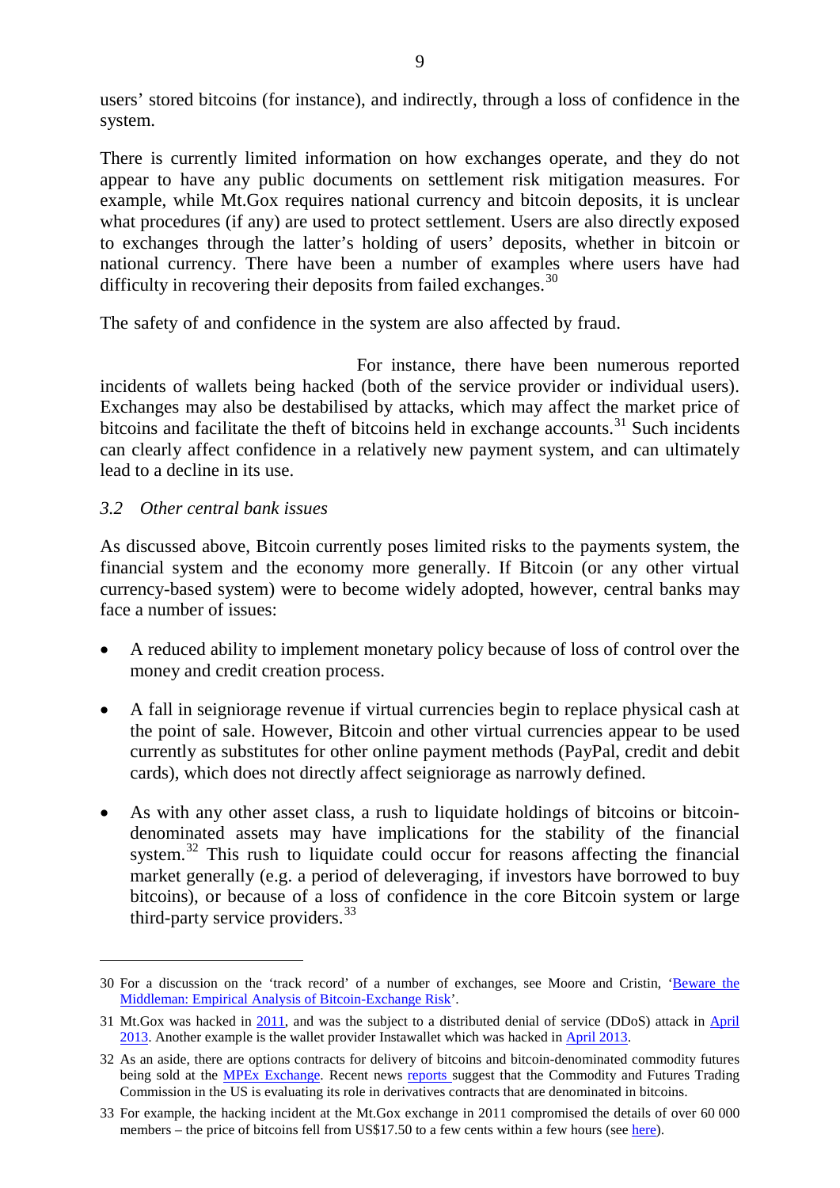users' stored bitcoins (for instance), and indirectly, through a loss of confidence in the system.

There is currently limited information on how exchanges operate, and they do not appear to have any public documents on settlement risk mitigation measures. For example, while Mt.Gox requires national currency and bitcoin deposits, it is unclear what procedures (if any) are used to protect settlement. Users are also directly exposed to exchanges through the latter's holding of users' deposits, whether in bitcoin or national currency. There have been a number of examples where users have had difficulty in recovering their deposits from failed exchanges.[30]

The safety of and confidence in the system are also affected by fraud.

For instance, there have been numerous reported incidents of wallets being hacked (both of the service provider or individual users). Exchanges may also be destabilised by attacks, which may affect the market price of bitcoins and facilitate the theft of bitcoins held in exchange accounts.[31] Such incidents can clearly affect confidence in a relatively new payment system, and can ultimately lead to a decline in its use.

### *3.2 Other central bank issues*

As discussed above, Bitcoin currently poses limited risks to the payments system, the financial system and the economy more generally. If Bitcoin (or any other virtual currency-based system) were to become widely adopted, however, central banks may face a number of issues:

- A reduced ability to implement monetary policy because of loss of control over the money and credit creation process.
- A fall in seigniorage revenue if virtual currencies begin to replace physical cash at the point of sale. However, Bitcoin and other virtual currencies appear to be used currently as substitutes for other online payment methods (PayPal, credit and debit cards), which does not directly affect seigniorage as narrowly defined.
- As with any other asset class, a rush to liquidate holdings of bitcoins or bitcoin-denominated assets may have implications for the stability of the financial system.[32] This rush to liquidate could occur for reasons affecting the financial market generally (e.g. a period of deleveraging, if investors have borrowed to buy bitcoins), or because of a loss of confidence in the core Bitcoin system or large third-party service providers.[33]

---

30 For a discussion on the 'track record' of a number of exchanges, see Moore and Cristin, 'Beware the Middleman: Empirical Analysis of Bitcoin-Exchange Risk'.

31 Mt.Gox was hacked in 2011, and was the subject to a distributed denial of service (DDoS) attack in April 2013. Another example is the wallet provider Instawallet which was hacked in April 2013.

32 As an aside, there are options contracts for delivery of bitcoins and bitcoin-denominated commodity futures being sold at the MPEx Exchange. Recent news reports suggest that the Commodity and Futures Trading Commission in the US is evaluating its role in derivatives contracts that are denominated in bitcoins.

33 For example, the hacking incident at the Mt.Gox exchange in 2011 compromised the details of over 60 000 members – the price of bitcoins fell from US$17.50 to a few cents within a few hours (see here).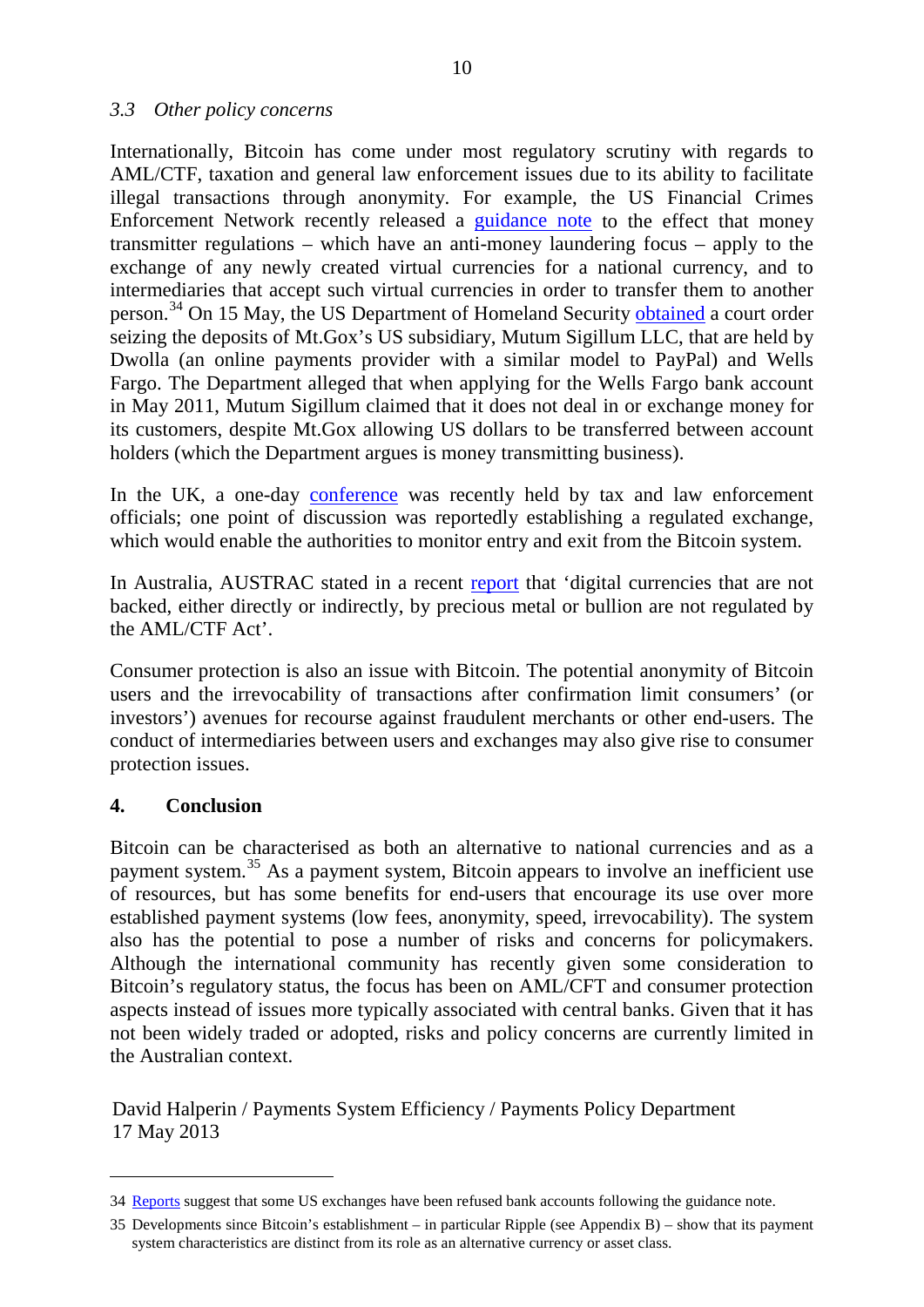### *3.3 Other policy concerns*

Internationally, Bitcoin has come under most regulatory scrutiny with regards to AML/CTF, taxation and general law enforcement issues due to its ability to facilitate illegal transactions through anonymity. For example, the US Financial Crimes Enforcement Network recently released a guidance note to the effect that money transmitter regulations – which have an anti-money laundering focus – apply to the exchange of any newly created virtual currencies for a national currency, and to intermediaries that accept such virtual currencies in order to transfer them to another person.[34] On 15 May, the US Department of Homeland Security obtained a court order seizing the deposits of Mt.Gox's US subsidiary, Mutum Sigillum LLC, that are held by Dwolla (an online payments provider with a similar model to PayPal) and Wells Fargo. The Department alleged that when applying for the Wells Fargo bank account in May 2011, Mutum Sigillum claimed that it does not deal in or exchange money for its customers, despite Mt.Gox allowing US dollars to be transferred between account holders (which the Department argues is money transmitting business).

In the UK, a one-day conference was recently held by tax and law enforcement officials; one point of discussion was reportedly establishing a regulated exchange, which would enable the authorities to monitor entry and exit from the Bitcoin system.

In Australia, AUSTRAC stated in a recent report that 'digital currencies that are not backed, either directly or indirectly, by precious metal or bullion are not regulated by the AML/CTF Act'.

Consumer protection is also an issue with Bitcoin. The potential anonymity of Bitcoin users and the irrevocability of transactions after confirmation limit consumers' (or investors') avenues for recourse against fraudulent merchants or other end-users. The conduct of intermediaries between users and exchanges may also give rise to consumer protection issues.

## 4. Conclusion

Bitcoin can be characterised as both an alternative to national currencies and as a payment system.[35] As a payment system, Bitcoin appears to involve an inefficient use of resources, but has some benefits for end-users that encourage its use over more established payment systems (low fees, anonymity, speed, irrevocability). The system also has the potential to pose a number of risks and concerns for policymakers. Although the international community has recently given some consideration to Bitcoin's regulatory status, the focus has been on AML/CFT and consumer protection aspects instead of issues more typically associated with central banks. Given that it has not been widely traded or adopted, risks and policy concerns are currently limited in the Australian context.

David Halperin / Payments System Efficiency / Payments Policy Department
17 May 2013

---

34 Reports suggest that some US exchanges have been refused bank accounts following the guidance note.

35 Developments since Bitcoin's establishment – in particular Ripple (see Appendix B) – show that its payment system characteristics are distinct from its role as an alternative currency or asset class.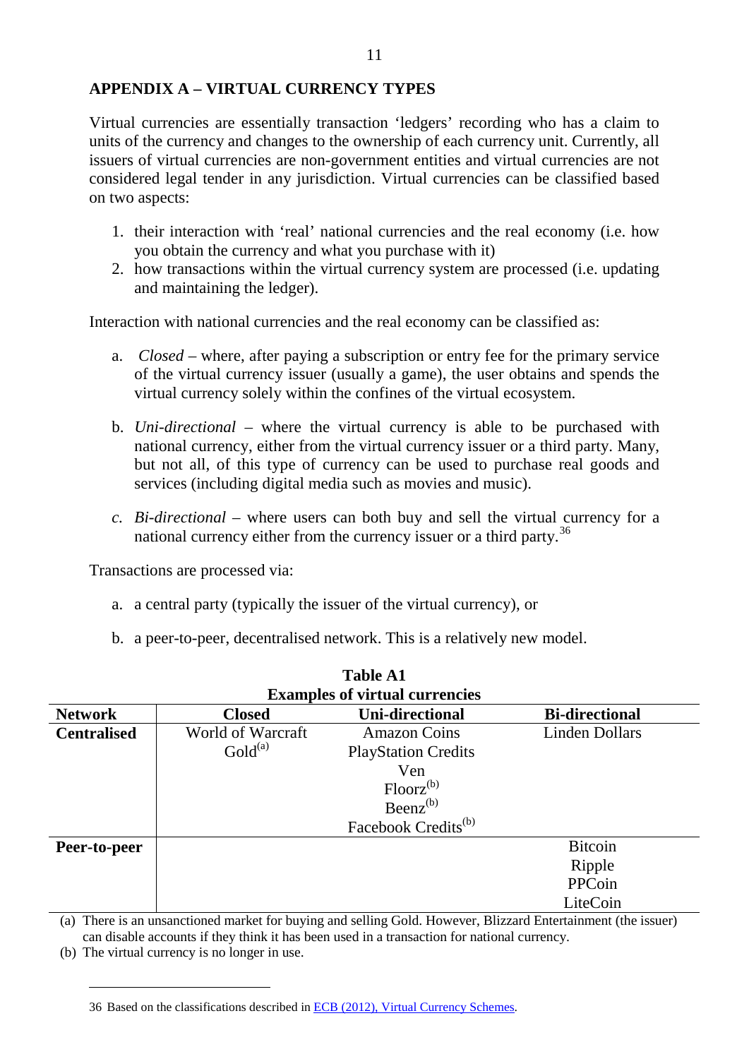## APPENDIX A – VIRTUAL CURRENCY TYPES

Virtual currencies are essentially transaction 'ledgers' recording who has a claim to units of the currency and changes to the ownership of each currency unit. Currently, all issuers of virtual currencies are non-government entities and virtual currencies are not considered legal tender in any jurisdiction. Virtual currencies can be classified based on two aspects:

1. their interaction with 'real' national currencies and the real economy (i.e. how you obtain the currency and what you purchase with it)
2. how transactions within the virtual currency system are processed (i.e. updating and maintaining the ledger).

Interaction with national currencies and the real economy can be classified as:

a. *Closed* – where, after paying a subscription or entry fee for the primary service of the virtual currency issuer (usually a game), the user obtains and spends the virtual currency solely within the confines of the virtual ecosystem.

b. *Uni-directional* – where the virtual currency is able to be purchased with national currency, either from the virtual currency issuer or a third party. Many, but not all, of this type of currency can be used to purchase real goods and services (including digital media such as movies and music).

c. *Bi-directional* – where users can both buy and sell the virtual currency for a national currency either from the currency issuer or a third party.[36]

Transactions are processed via:

a. a central party (typically the issuer of the virtual currency), or

b. a peer-to-peer, decentralised network. This is a relatively new model.

**Table A1**
**Examples of virtual currencies**

| Network | Closed | Uni-directional | Bi-directional |
|---|---|---|---|
| **Centralised** | World of Warcraft Gold(a) | Amazon Coins<br>PlayStation Credits<br>Ven<br>Floorz(b)<br>Beenz(b)<br>Facebook Credits(b) | Linden Dollars |
| **Peer-to-peer** | | | Bitcoin<br>Ripple<br>PPCoin<br>LiteCoin |

(a) There is an unsanctioned market for buying and selling Gold. However, Blizzard Entertainment (the issuer) can disable accounts if they think it has been used in a transaction for national currency.
(b) The virtual currency is no longer in use.

36 Based on the classifications described in ECB (2012), Virtual Currency Schemes.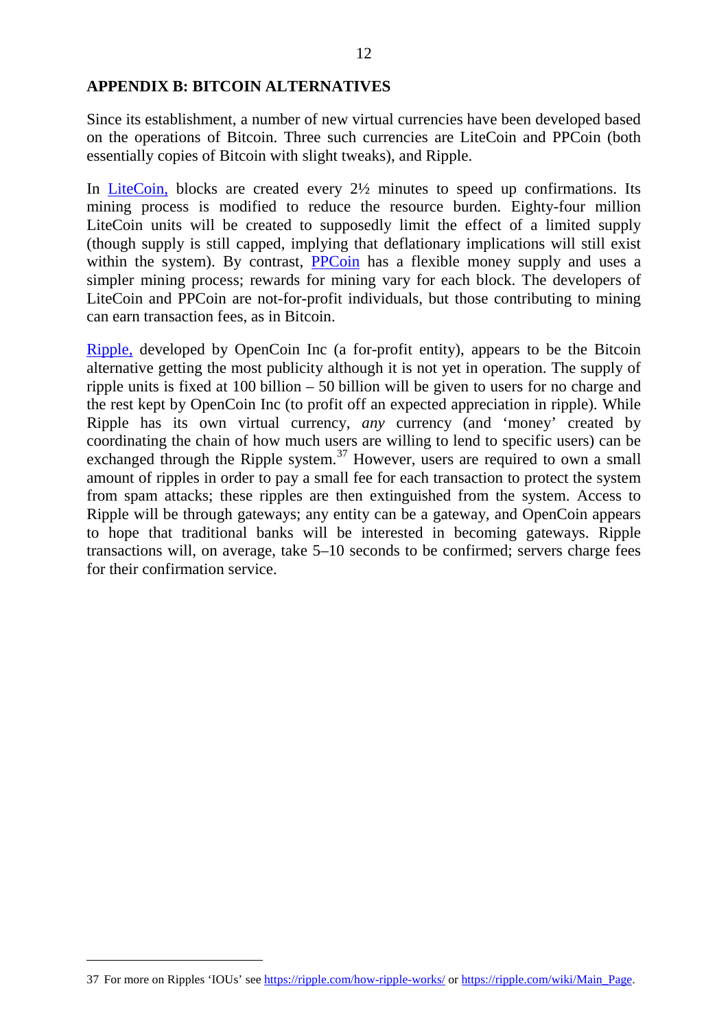## APPENDIX B: BITCOIN ALTERNATIVES

Since its establishment, a number of new virtual currencies have been developed based on the operations of Bitcoin. Three such currencies are LiteCoin and PPCoin (both essentially copies of Bitcoin with slight tweaks), and Ripple.

In LiteCoin, blocks are created every 2½ minutes to speed up confirmations. Its mining process is modified to reduce the resource burden. Eighty-four million LiteCoin units will be created to supposedly limit the effect of a limited supply (though supply is still capped, implying that deflationary implications will still exist within the system). By contrast, PPCoin has a flexible money supply and uses a simpler mining process; rewards for mining vary for each block. The developers of LiteCoin and PPCoin are not-for-profit individuals, but those contributing to mining can earn transaction fees, as in Bitcoin.

Ripple, developed by OpenCoin Inc (a for-profit entity), appears to be the Bitcoin alternative getting the most publicity although it is not yet in operation. The supply of ripple units is fixed at 100 billion – 50 billion will be given to users for no charge and the rest kept by OpenCoin Inc (to profit off an expected appreciation in ripple). While Ripple has its own virtual currency, *any* currency (and 'money' created by coordinating the chain of how much users are willing to lend to specific users) can be exchanged through the Ripple system.[37] However, users are required to own a small amount of ripples in order to pay a small fee for each transaction to protect the system from spam attacks; these ripples are then extinguished from the system. Access to Ripple will be through gateways; any entity can be a gateway, and OpenCoin appears to hope that traditional banks will be interested in becoming gateways. Ripple transactions will, on average, take 5–10 seconds to be confirmed; servers charge fees for their confirmation service.

---

37 For more on Ripples 'IOUs' see https://ripple.com/how-ripple-works/ or https://ripple.com/wiki/Main_Page.